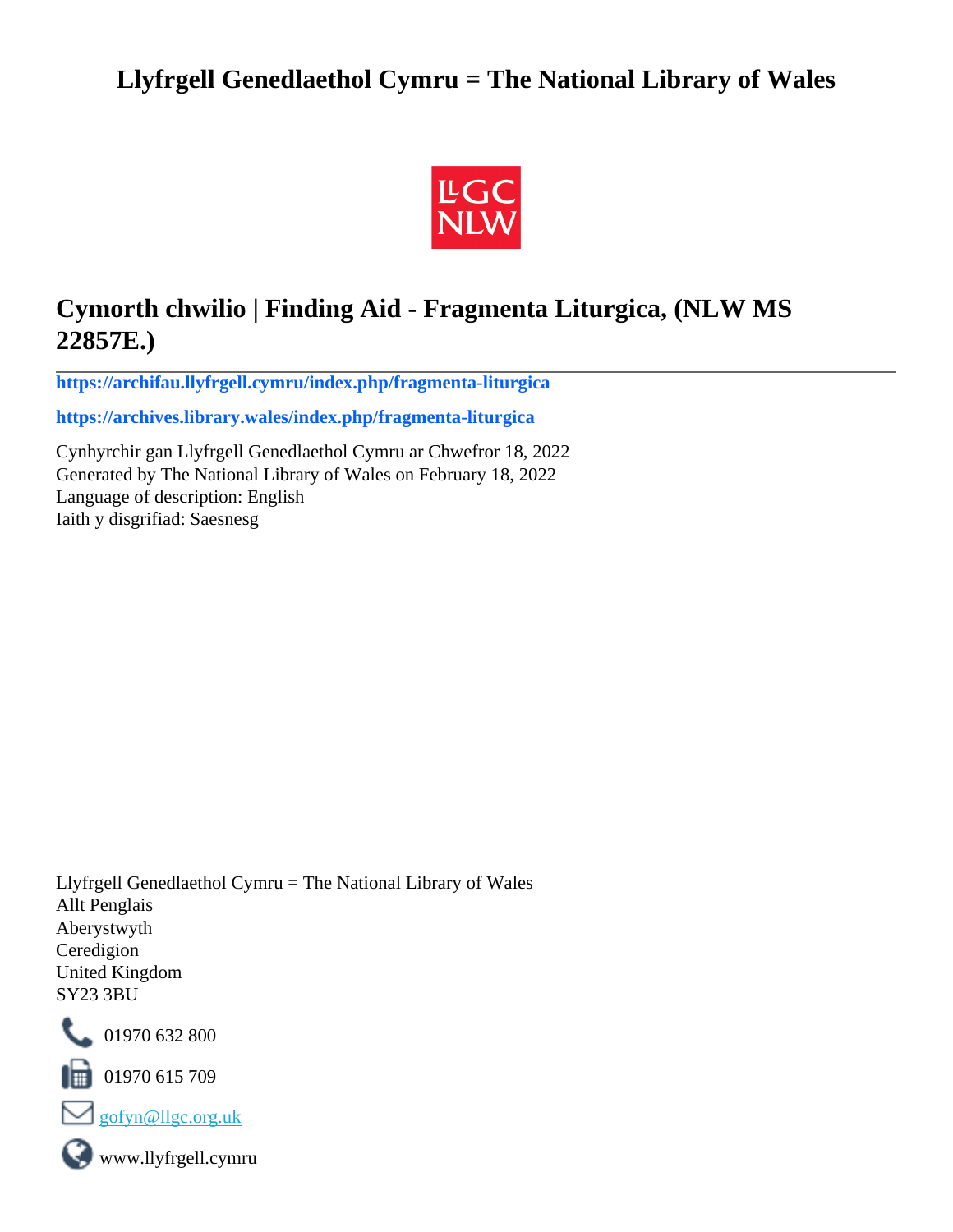# Llyfrgell Genedlaethol Cymru = The National Library of Wales

## Cymorth chwilio | Finding Aid - Fragmenta Liturgica, (NLW MS 22857E.)

**https://archifau.llyfrgell.cymru/index.php/fragmenta-liturgica**

**https://archives.library.wales/index.php/fragmenta-liturgica**

Cynhyrchir gan Llyfrgell Genedlaethol Cymru ar Chwefror 18, 2022
Generated by The National Library of Wales on February 18, 2022
Language of description: English
Iaith y disgrifiad: Saesnesg

Llyfrgell Genedlaethol Cymru = The National Library of Wales
Allt Penglais
Aberystwyth
Ceredigion
United Kingdom
SY23 3BU

01970 632 800

01970 615 709

gofyn@llgc.org.uk

www.llyfrgell.cymru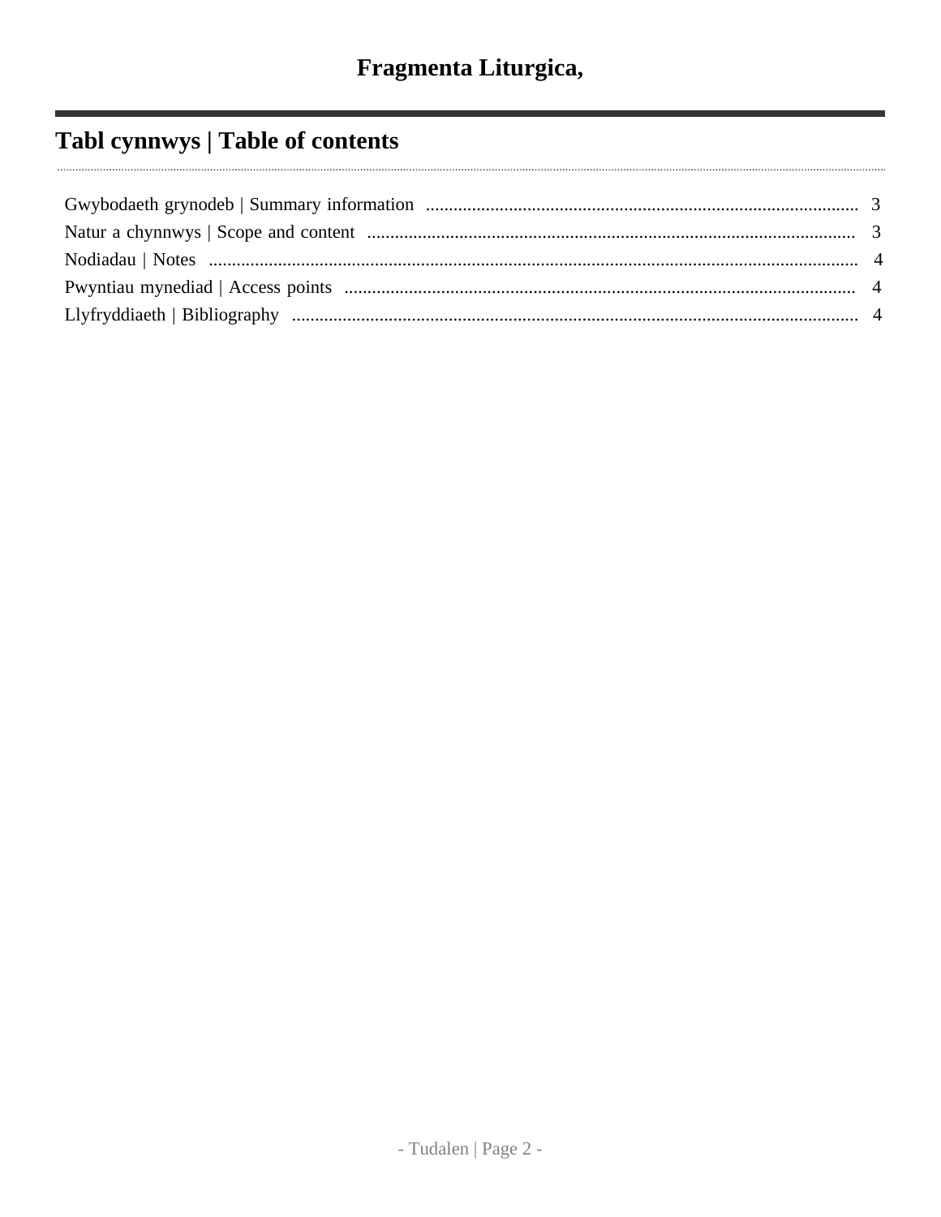# Fragmenta Liturgica,

## Tabl cynnwys | Table of contents

- Gwybodaeth grynodeb | Summary information ..... 3
- Natur a chynnwys | Scope and content ..... 3
- Nodiadau | Notes ..... 4
- Pwyntiau mynediad | Access points ..... 4
- Llyfryddiaeth | Bibliography ..... 4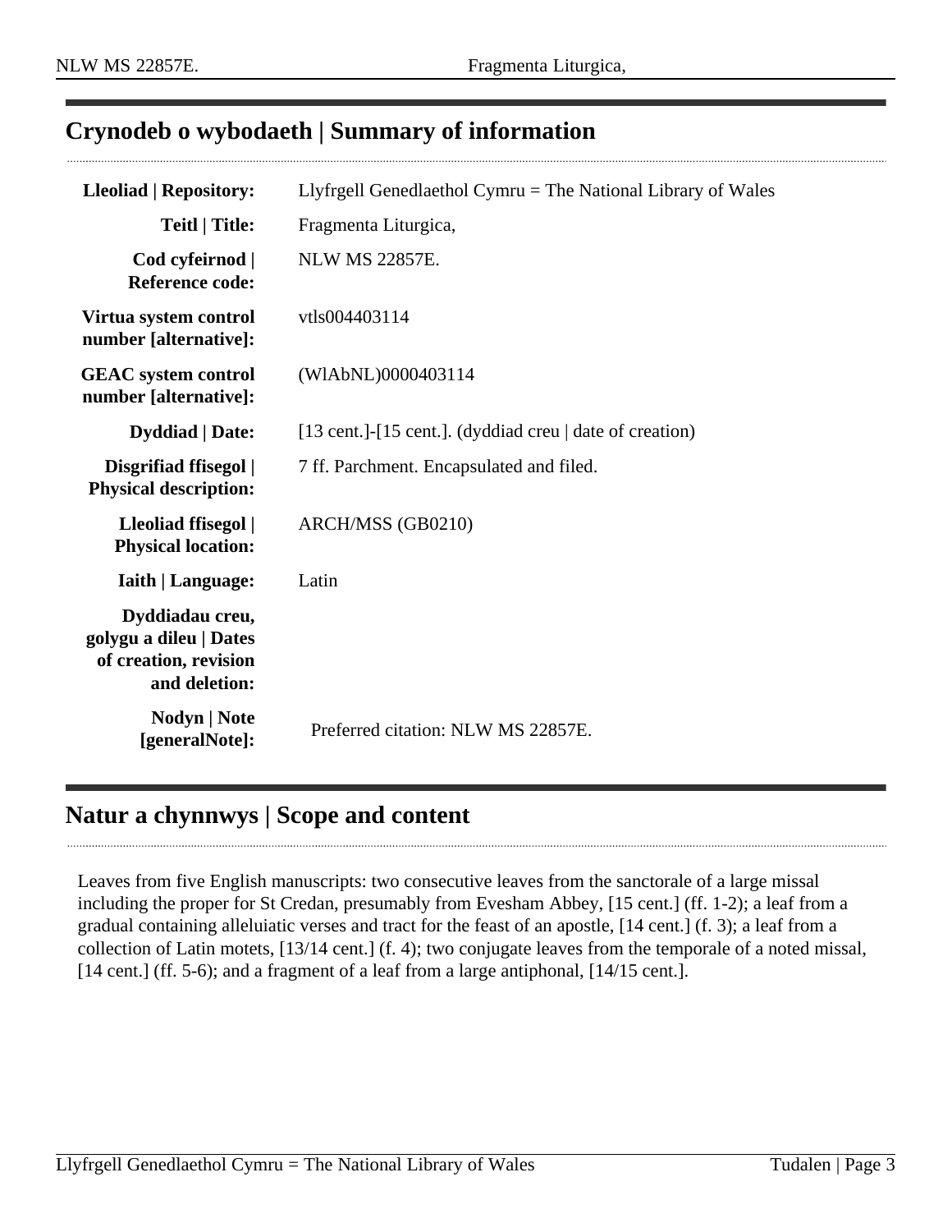## Crynodeb o wybodaeth | Summary of information

| | |
|---|---|
| **Lleoliad \| Repository:** | Llyfrgell Genedlaethol Cymru = The National Library of Wales |
| **Teitl \| Title:** | Fragmenta Liturgica, |
| **Cod cyfeirnod \| Reference code:** | NLW MS 22857E. |
| **Virtua system control number [alternative]:** | vtls004403114 |
| **GEAC system control number [alternative]:** | (WlAbNL)0000403114 |
| **Dyddiad \| Date:** | [13 cent.]-[15 cent.]. (dyddiad creu \| date of creation) |
| **Disgrifiad ffisegol \| Physical description:** | 7 ff. Parchment. Encapsulated and filed. |
| **Lleoliad ffisegol \| Physical location:** | ARCH/MSS (GB0210) |
| **Iaith \| Language:** | Latin |
| **Dyddiadau creu, golygu a dileu \| Dates of creation, revision and deletion:** | |
| **Nodyn \| Note [generalNote]:** | Preferred citation: NLW MS 22857E. |

## Natur a chynnwys | Scope and content

Leaves from five English manuscripts: two consecutive leaves from the sanctorale of a large missal including the proper for St Credan, presumably from Evesham Abbey, [15 cent.] (ff. 1-2); a leaf from a gradual containing alleluiatic verses and tract for the feast of an apostle, [14 cent.] (f. 3); a leaf from a collection of Latin motets, [13/14 cent.] (f. 4); two conjugate leaves from the temporale of a noted missal, [14 cent.] (ff. 5-6); and a fragment of a leaf from a large antiphonal, [14/15 cent.].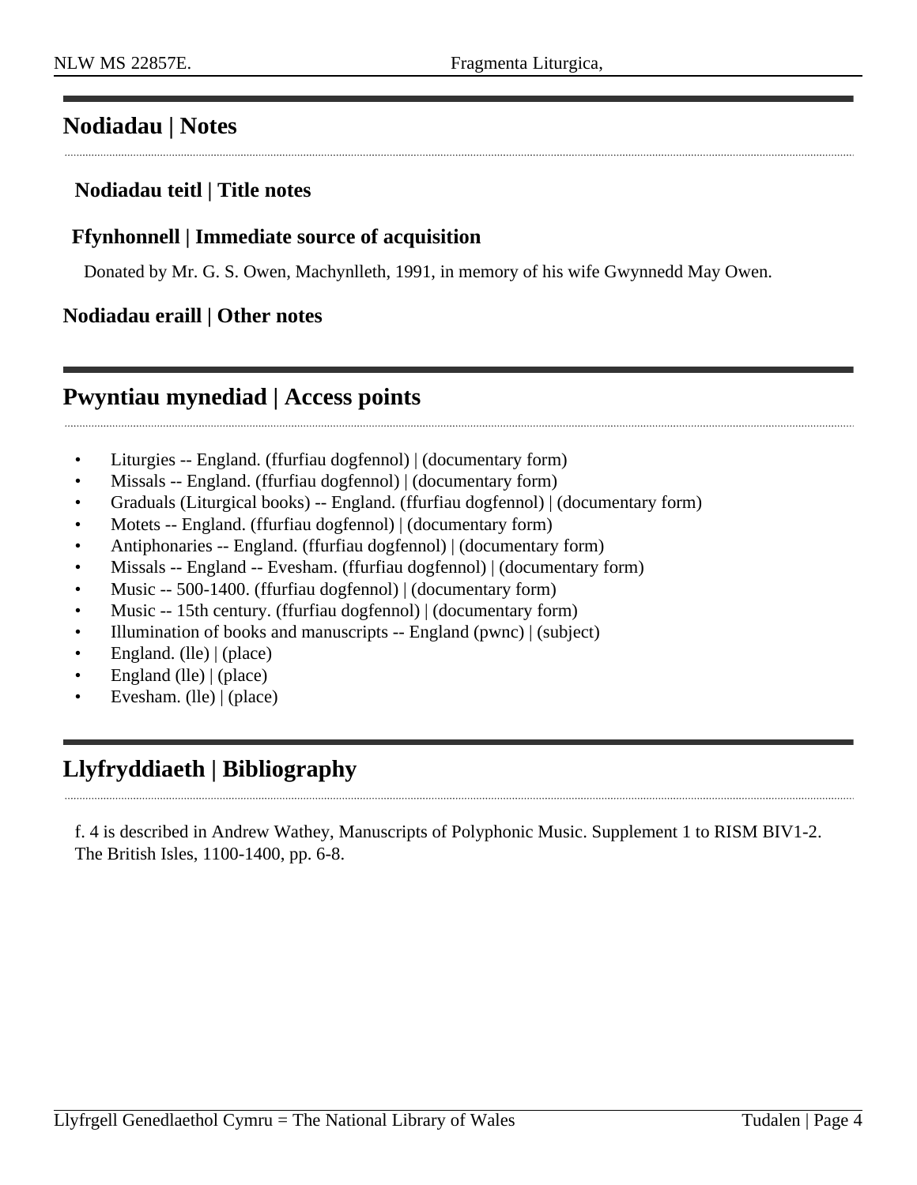## Nodiadau | Notes

### Nodiadau teitl | Title notes

### Ffynhonnell | Immediate source of acquisition

Donated by Mr. G. S. Owen, Machynlleth, 1991, in memory of his wife Gwynnedd May Owen.

### Nodiadau eraill | Other notes

## Pwyntiau mynediad | Access points

- Liturgies -- England. (ffurfiau dogfennol) | (documentary form)
- Missals -- England. (ffurfiau dogfennol) | (documentary form)
- Graduals (Liturgical books) -- England. (ffurfiau dogfennol) | (documentary form)
- Motets -- England. (ffurfiau dogfennol) | (documentary form)
- Antiphonaries -- England. (ffurfiau dogfennol) | (documentary form)
- Missals -- England -- Evesham. (ffurfiau dogfennol) | (documentary form)
- Music -- 500-1400. (ffurfiau dogfennol) | (documentary form)
- Music -- 15th century. (ffurfiau dogfennol) | (documentary form)
- Illumination of books and manuscripts -- England (pwnc) | (subject)
- England. (lle) | (place)
- England (lle) | (place)
- Evesham. (lle) | (place)

## Llyfryddiaeth | Bibliography

f. 4 is described in Andrew Wathey, Manuscripts of Polyphonic Music. Supplement 1 to RISM BIV1-2. The British Isles, 1100-1400, pp. 6-8.